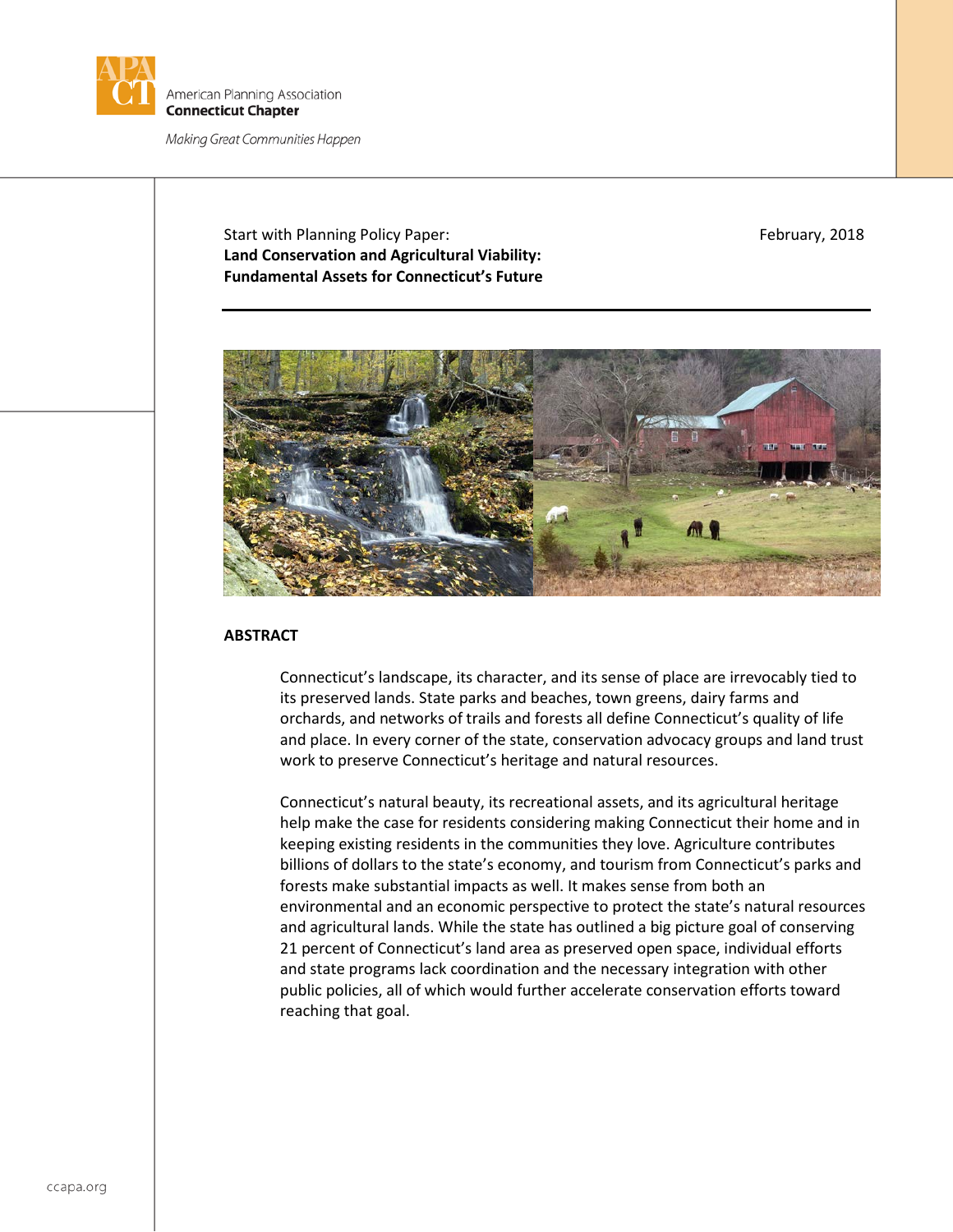American Planning Association
**Connecticut Chapter**

*Making Great Communities Happen*

Start with Planning Policy Paper:
**Land Conservation and Agricultural Viability: Fundamental Assets for Connecticut's Future**

February, 2018

## ABSTRACT

Connecticut's landscape, its character, and its sense of place are irrevocably tied to its preserved lands. State parks and beaches, town greens, dairy farms and orchards, and networks of trails and forests all define Connecticut's quality of life and place. In every corner of the state, conservation advocacy groups and land trust work to preserve Connecticut's heritage and natural resources.

Connecticut's natural beauty, its recreational assets, and its agricultural heritage help make the case for residents considering making Connecticut their home and in keeping existing residents in the communities they love. Agriculture contributes billions of dollars to the state's economy, and tourism from Connecticut's parks and forests make substantial impacts as well. It makes sense from both an environmental and an economic perspective to protect the state's natural resources and agricultural lands. While the state has outlined a big picture goal of conserving 21 percent of Connecticut's land area as preserved open space, individual efforts and state programs lack coordination and the necessary integration with other public policies, all of which would further accelerate conservation efforts toward reaching that goal.

ccapa.org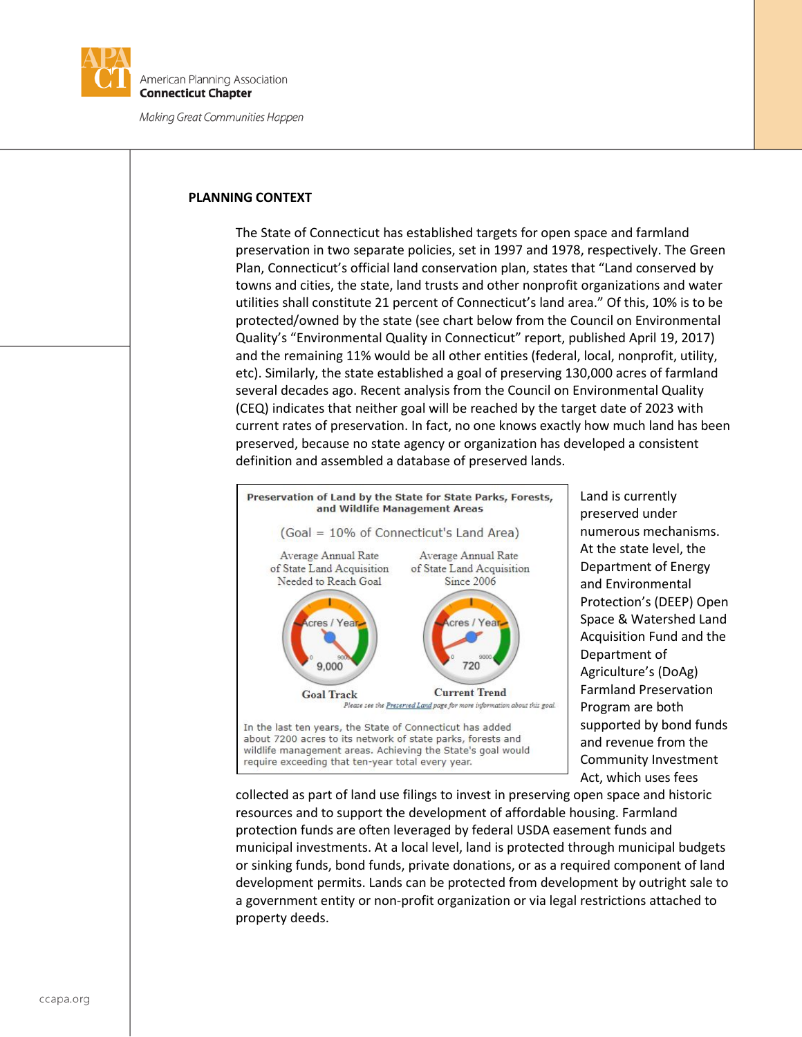## PLANNING CONTEXT

The State of Connecticut has established targets for open space and farmland preservation in two separate policies, set in 1997 and 1978, respectively. The Green Plan, Connecticut's official land conservation plan, states that "Land conserved by towns and cities, the state, land trusts and other nonprofit organizations and water utilities shall constitute 21 percent of Connecticut's land area." Of this, 10% is to be protected/owned by the state (see chart below from the Council on Environmental Quality's "Environmental Quality in Connecticut" report, published April 19, 2017) and the remaining 11% would be all other entities (federal, local, nonprofit, utility, etc). Similarly, the state established a goal of preserving 130,000 acres of farmland several decades ago. Recent analysis from the Council on Environmental Quality (CEQ) indicates that neither goal will be reached by the target date of 2023 with current rates of preservation. In fact, no one knows exactly how much land has been preserved, because no state agency or organization has developed a consistent definition and assembled a database of preserved lands.

**Preservation of Land by the State for State Parks, Forests, and Wildlife Management Areas**

(Goal = 10% of Connecticut's Land Area)

| Average Annual Rate of State Land Acquisition Needed to Reach Goal | Average Annual Rate of State Land Acquisition Since 2006 |
| --- | --- |
| Acres / Year: 9,000 | Acres / Year: 720 |
| Goal Track | Current Trend |

*Please see the Preserved Land page for more information about this goal.*

In the last ten years, the State of Connecticut has added about 7200 acres to its network of state parks, forests and wildlife management areas. Achieving the State's goal would require exceeding that ten-year total every year.

Land is currently preserved under numerous mechanisms. At the state level, the Department of Energy and Environmental Protection's (DEEP) Open Space & Watershed Land Acquisition Fund and the Department of Agriculture's (DoAg) Farmland Preservation Program are both supported by bond funds and revenue from the Community Investment Act, which uses fees collected as part of land use filings to invest in preserving open space and historic resources and to support the development of affordable housing. Farmland protection funds are often leveraged by federal USDA easement funds and municipal investments. At a local level, land is protected through municipal budgets or sinking funds, bond funds, private donations, or as a required component of land development permits. Lands can be protected from development by outright sale to a government entity or non-profit organization or via legal restrictions attached to property deeds.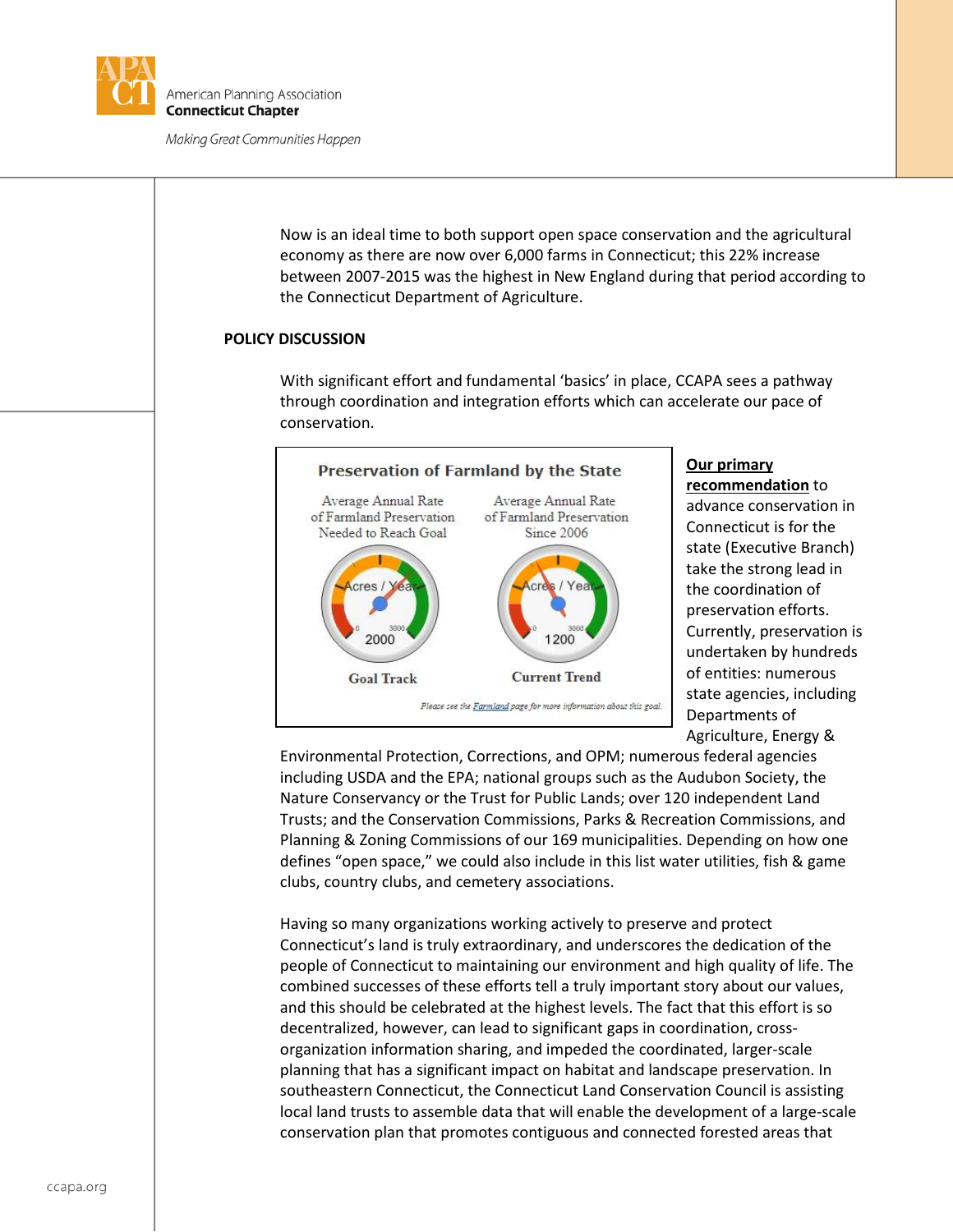Now is an ideal time to both support open space conservation and the agricultural economy as there are now over 6,000 farms in Connecticut; this 22% increase between 2007-2015 was the highest in New England during that period according to the Connecticut Department of Agriculture.

**POLICY DISCUSSION**

With significant effort and fundamental 'basics' in place, CCAPA sees a pathway through coordination and integration efforts which can accelerate our pace of conservation.

**Preservation of Farmland by the State**

| Average Annual Rate of Farmland Preservation Needed to Reach Goal | Average Annual Rate of Farmland Preservation Since 2006 |
|---|---|
| Acres / Year: 2000 | Acres / Year: 1200 |
| Goal Track | Current Trend |

*Please see the Farmland page for more information about this goal.*

**Our primary recommendation** to advance conservation in Connecticut is for the state (Executive Branch) take the strong lead in the coordination of preservation efforts. Currently, preservation is undertaken by hundreds of entities: numerous state agencies, including Departments of Agriculture, Energy & Environmental Protection, Corrections, and OPM; numerous federal agencies including USDA and the EPA; national groups such as the Audubon Society, the Nature Conservancy or the Trust for Public Lands; over 120 independent Land Trusts; and the Conservation Commissions, Parks & Recreation Commissions, and Planning & Zoning Commissions of our 169 municipalities. Depending on how one defines "open space," we could also include in this list water utilities, fish & game clubs, country clubs, and cemetery associations.

Having so many organizations working actively to preserve and protect Connecticut's land is truly extraordinary, and underscores the dedication of the people of Connecticut to maintaining our environment and high quality of life. The combined successes of these efforts tell a truly important story about our values, and this should be celebrated at the highest levels. The fact that this effort is so decentralized, however, can lead to significant gaps in coordination, cross-organization information sharing, and impeded the coordinated, larger-scale planning that has a significant impact on habitat and landscape preservation. In southeastern Connecticut, the Connecticut Land Conservation Council is assisting local land trusts to assemble data that will enable the development of a large-scale conservation plan that promotes contiguous and connected forested areas that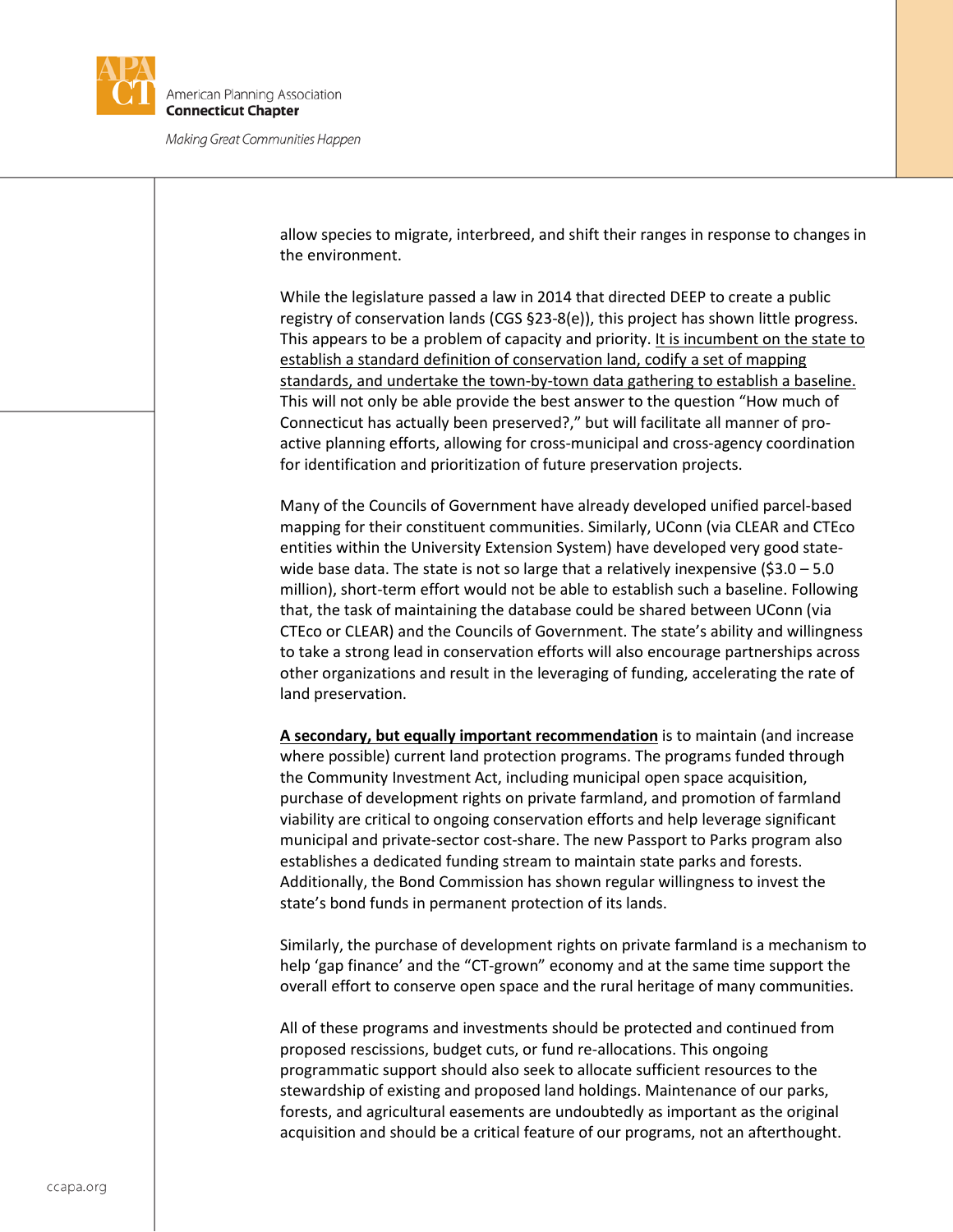allow species to migrate, interbreed, and shift their ranges in response to changes in the environment.

While the legislature passed a law in 2014 that directed DEEP to create a public registry of conservation lands (CGS §23-8(e)), this project has shown little progress. This appears to be a problem of capacity and priority. <u>It is incumbent on the state to establish a standard definition of conservation land, codify a set of mapping standards, and undertake the town-by-town data gathering to establish a baseline.</u> This will not only be able provide the best answer to the question "How much of Connecticut has actually been preserved?," but will facilitate all manner of pro-active planning efforts, allowing for cross-municipal and cross-agency coordination for identification and prioritization of future preservation projects.

Many of the Councils of Government have already developed unified parcel-based mapping for their constituent communities. Similarly, UConn (via CLEAR and CTEco entities within the University Extension System) have developed very good state-wide base data. The state is not so large that a relatively inexpensive ($3.0 – 5.0 million), short-term effort would not be able to establish such a baseline. Following that, the task of maintaining the database could be shared between UConn (via CTEco or CLEAR) and the Councils of Government. The state's ability and willingness to take a strong lead in conservation efforts will also encourage partnerships across other organizations and result in the leveraging of funding, accelerating the rate of land preservation.

<u>**A secondary, but equally important recommendation**</u> is to maintain (and increase where possible) current land protection programs. The programs funded through the Community Investment Act, including municipal open space acquisition, purchase of development rights on private farmland, and promotion of farmland viability are critical to ongoing conservation efforts and help leverage significant municipal and private-sector cost-share. The new Passport to Parks program also establishes a dedicated funding stream to maintain state parks and forests. Additionally, the Bond Commission has shown regular willingness to invest the state's bond funds in permanent protection of its lands.

Similarly, the purchase of development rights on private farmland is a mechanism to help 'gap finance' and the "CT-grown" economy and at the same time support the overall effort to conserve open space and the rural heritage of many communities.

All of these programs and investments should be protected and continued from proposed rescissions, budget cuts, or fund re-allocations. This ongoing programmatic support should also seek to allocate sufficient resources to the stewardship of existing and proposed land holdings. Maintenance of our parks, forests, and agricultural easements are undoubtedly as important as the original acquisition and should be a critical feature of our programs, not an afterthought.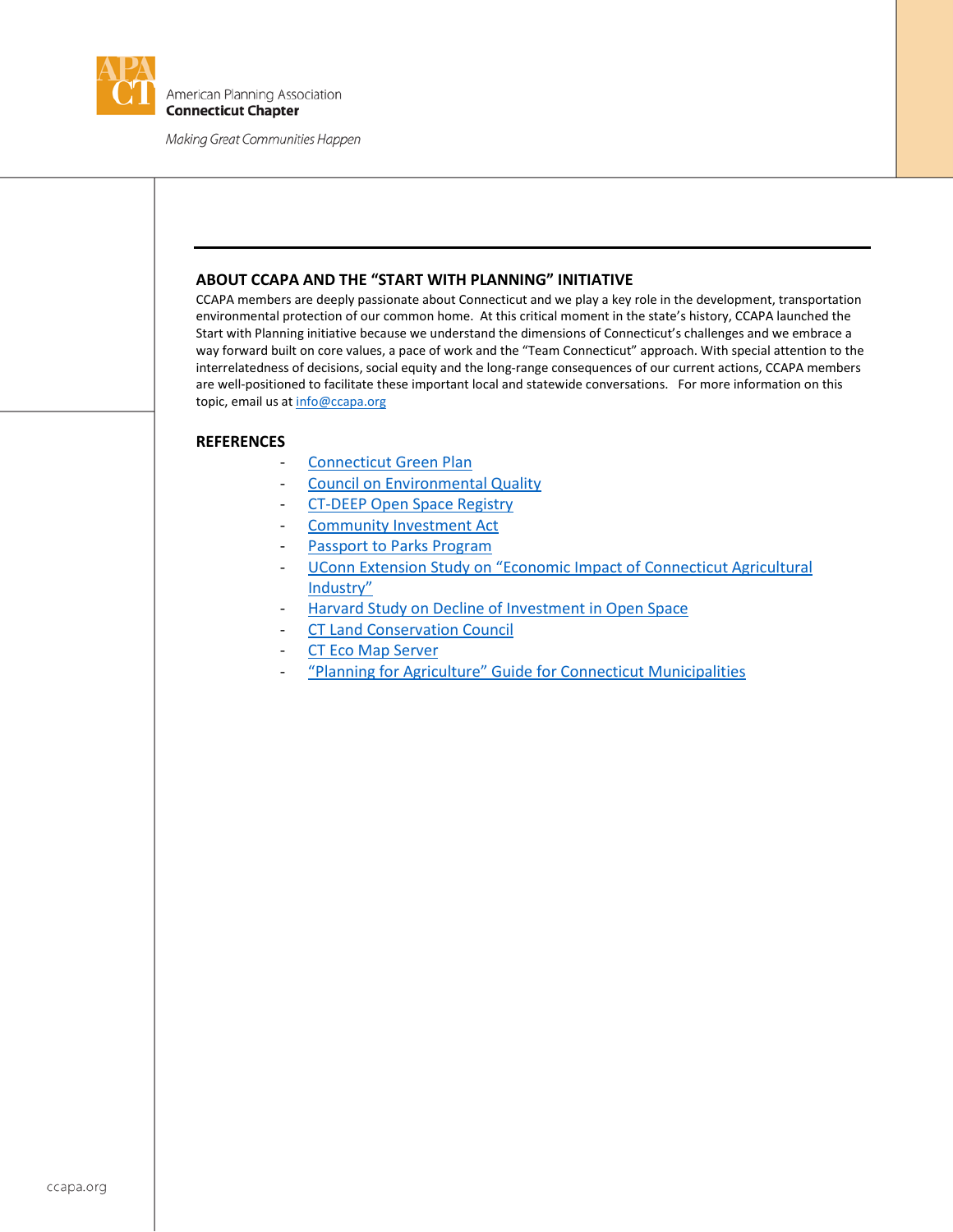American Planning Association
**Connecticut Chapter**

*Making Great Communities Happen*

## ABOUT CCAPA AND THE "START WITH PLANNING" INITIATIVE

CCAPA members are deeply passionate about Connecticut and we play a key role in the development, transportation environmental protection of our common home. At this critical moment in the state's history, CCAPA launched the Start with Planning initiative because we understand the dimensions of Connecticut's challenges and we embrace a way forward built on core values, a pace of work and the "Team Connecticut" approach. With special attention to the interrelatedness of decisions, social equity and the long-range consequences of our current actions, CCAPA members are well-positioned to facilitate these important local and statewide conversations. For more information on this topic, email us at info@ccapa.org

## REFERENCES

- Connecticut Green Plan
- Council on Environmental Quality
- CT-DEEP Open Space Registry
- Community Investment Act
- Passport to Parks Program
- UConn Extension Study on "Economic Impact of Connecticut Agricultural Industry"
- Harvard Study on Decline of Investment in Open Space
- CT Land Conservation Council
- CT Eco Map Server
- "Planning for Agriculture" Guide for Connecticut Municipalities